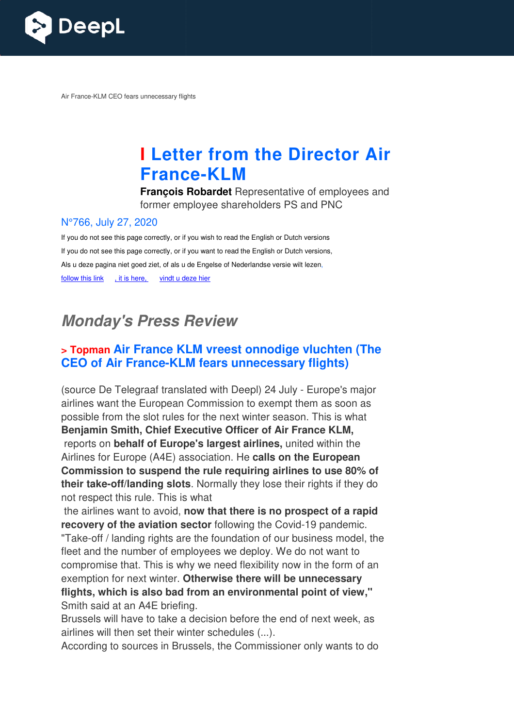Air France-KLM CEO fears unnecessary flights

# I Letter from the Director Air France-KLM

**François Robardet** Representative of employees and former employee shareholders PS and PNC

N°766, July 27, 2020

If you do not see this page correctly, or if you wish to read the English or Dutch versions

If you do not see this page correctly, or if you want to read the English or Dutch versions,

Als u deze pagina niet goed ziet, of als u de Engelse of Nederlandse versie wilt lezen,

follow this link , it is here, vindt u deze hier

## *Monday's Press Review*

### > Topman Air France KLM vreest onnodige vluchten (The CEO of Air France-KLM fears unnecessary flights)

(source De Telegraaf translated with Deepl) 24 July - Europe's major airlines want the European Commission to exempt them as soon as possible from the slot rules for the next winter season. This is what **Benjamin Smith, Chief Executive Officer of Air France KLM,** reports on **behalf of Europe's largest airlines,** united within the Airlines for Europe (A4E) association. He **calls on the European Commission to suspend the rule requiring airlines to use 80% of their take-off/landing slots**. Normally they lose their rights if they do not respect this rule. This is what the airlines want to avoid, **now that there is no prospect of a rapid recovery of the aviation sector** following the Covid-19 pandemic. "Take-off / landing rights are the foundation of our business model, the fleet and the number of employees we deploy. We do not want to compromise that. This is why we need flexibility now in the form of an exemption for next winter. **Otherwise there will be unnecessary flights, which is also bad from an environmental point of view,"** Smith said at an A4E briefing.

Brussels will have to take a decision before the end of next week, as airlines will then set their winter schedules (...).

According to sources in Brussels, the Commissioner only wants to do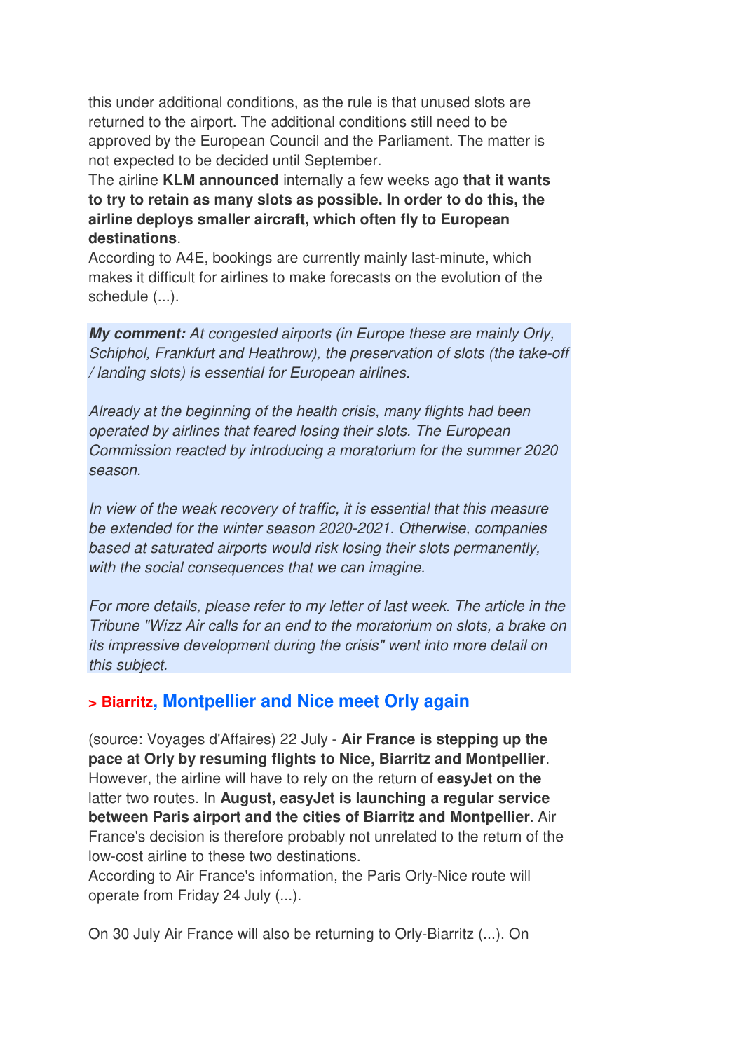this under additional conditions, as the rule is that unused slots are returned to the airport. The additional conditions still need to be approved by the European Council and the Parliament. The matter is not expected to be decided until September.
The airline **KLM announced** internally a few weeks ago **that it wants to try to retain as many slots as possible. In order to do this, the airline deploys smaller aircraft, which often fly to European destinations**.
According to A4E, bookings are currently mainly last-minute, which makes it difficult for airlines to make forecasts on the evolution of the schedule (...).

***My comment:*** *At congested airports (in Europe these are mainly Orly, Schiphol, Frankfurt and Heathrow), the preservation of slots (the take-off / landing slots) is essential for European airlines.*

*Already at the beginning of the health crisis, many flights had been operated by airlines that feared losing their slots. The European Commission reacted by introducing a moratorium for the summer 2020 season.*

*In view of the weak recovery of traffic, it is essential that this measure be extended for the winter season 2020-2021. Otherwise, companies based at saturated airports would risk losing their slots permanently, with the social consequences that we can imagine.*

*For more details, please refer to my letter of last week. The article in the Tribune "Wizz Air calls for an end to the moratorium on slots, a brake on its impressive development during the crisis" went into more detail on this subject.*

## > Biarritz, Montpellier and Nice meet Orly again

(source: Voyages d'Affaires) 22 July - **Air France is stepping up the pace at Orly by resuming flights to Nice, Biarritz and Montpellier**. However, the airline will have to rely on the return of **easyJet on the** latter two routes. In **August, easyJet is launching a regular service between Paris airport and the cities of Biarritz and Montpellier**. Air France's decision is therefore probably not unrelated to the return of the low-cost airline to these two destinations.
According to Air France's information, the Paris Orly-Nice route will operate from Friday 24 July (...).

On 30 July Air France will also be returning to Orly-Biarritz (...). On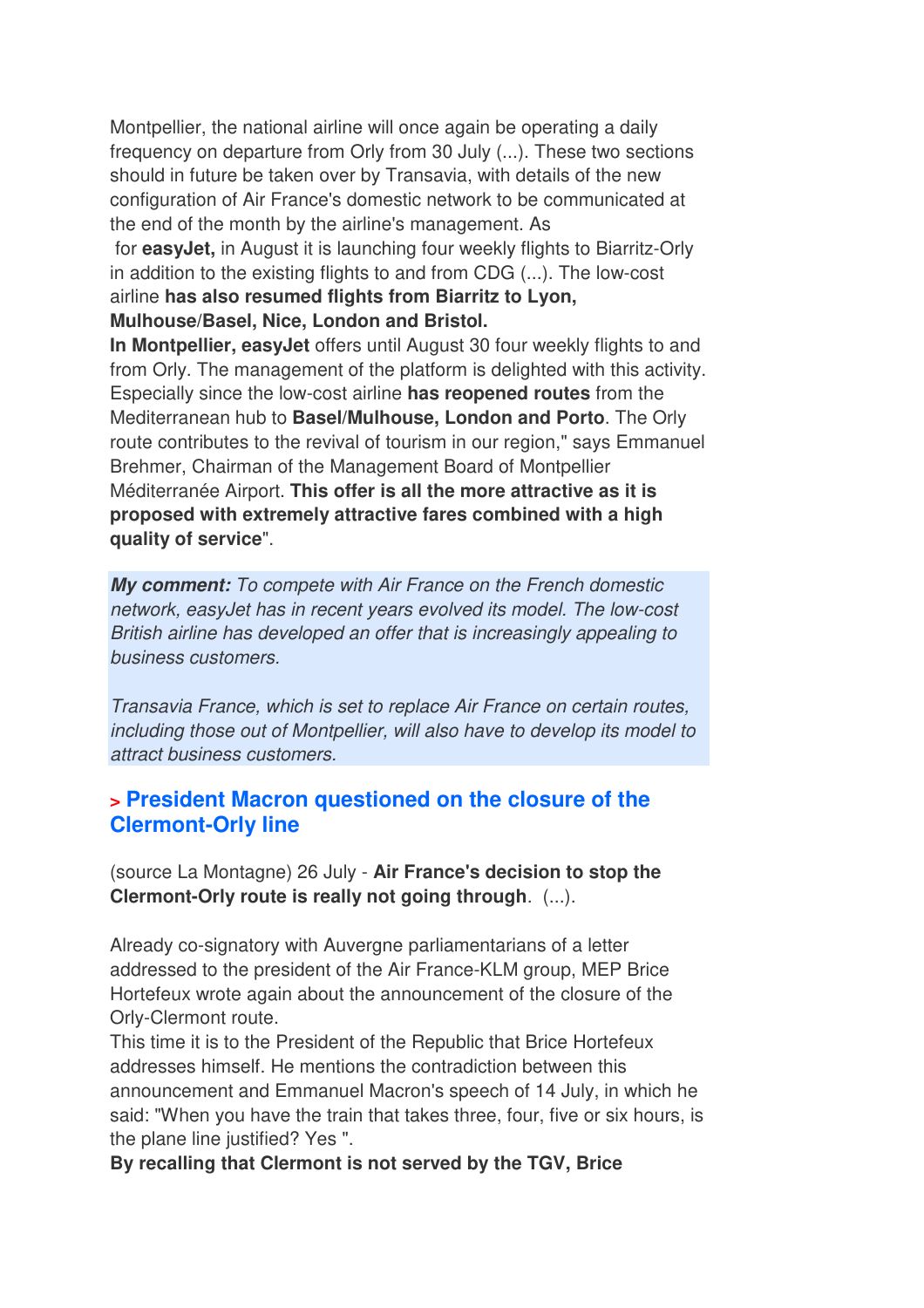Montpellier, the national airline will once again be operating a daily frequency on departure from Orly from 30 July (...). These two sections should in future be taken over by Transavia, with details of the new configuration of Air France's domestic network to be communicated at the end of the month by the airline's management. As for **easyJet,** in August it is launching four weekly flights to Biarritz-Orly in addition to the existing flights to and from CDG (...). The low-cost airline **has also resumed flights from Biarritz to Lyon, Mulhouse/Basel, Nice, London and Bristol.**

**In Montpellier, easyJet** offers until August 30 four weekly flights to and from Orly. The management of the platform is delighted with this activity. Especially since the low-cost airline **has reopened routes** from the Mediterranean hub to **Basel/Mulhouse, London and Porto**. The Orly route contributes to the revival of tourism in our region," says Emmanuel Brehmer, Chairman of the Management Board of Montpellier Méditerranée Airport. **This offer is all the more attractive as it is proposed with extremely attractive fares combined with a high quality of service**".

***My comment:*** *To compete with Air France on the French domestic network, easyJet has in recent years evolved its model. The low-cost British airline has developed an offer that is increasingly appealing to business customers.*

*Transavia France, which is set to replace Air France on certain routes, including those out of Montpellier, will also have to develop its model to attract business customers.*

## > President Macron questioned on the closure of the Clermont-Orly line

(source La Montagne) 26 July - **Air France's decision to stop the Clermont-Orly route is really not going through**. (...).

Already co-signatory with Auvergne parliamentarians of a letter addressed to the president of the Air France-KLM group, MEP Brice Hortefeux wrote again about the announcement of the closure of the Orly-Clermont route.

This time it is to the President of the Republic that Brice Hortefeux addresses himself. He mentions the contradiction between this announcement and Emmanuel Macron's speech of 14 July, in which he said: "When you have the train that takes three, four, five or six hours, is the plane line justified? Yes ".

**By recalling that Clermont is not served by the TGV, Brice**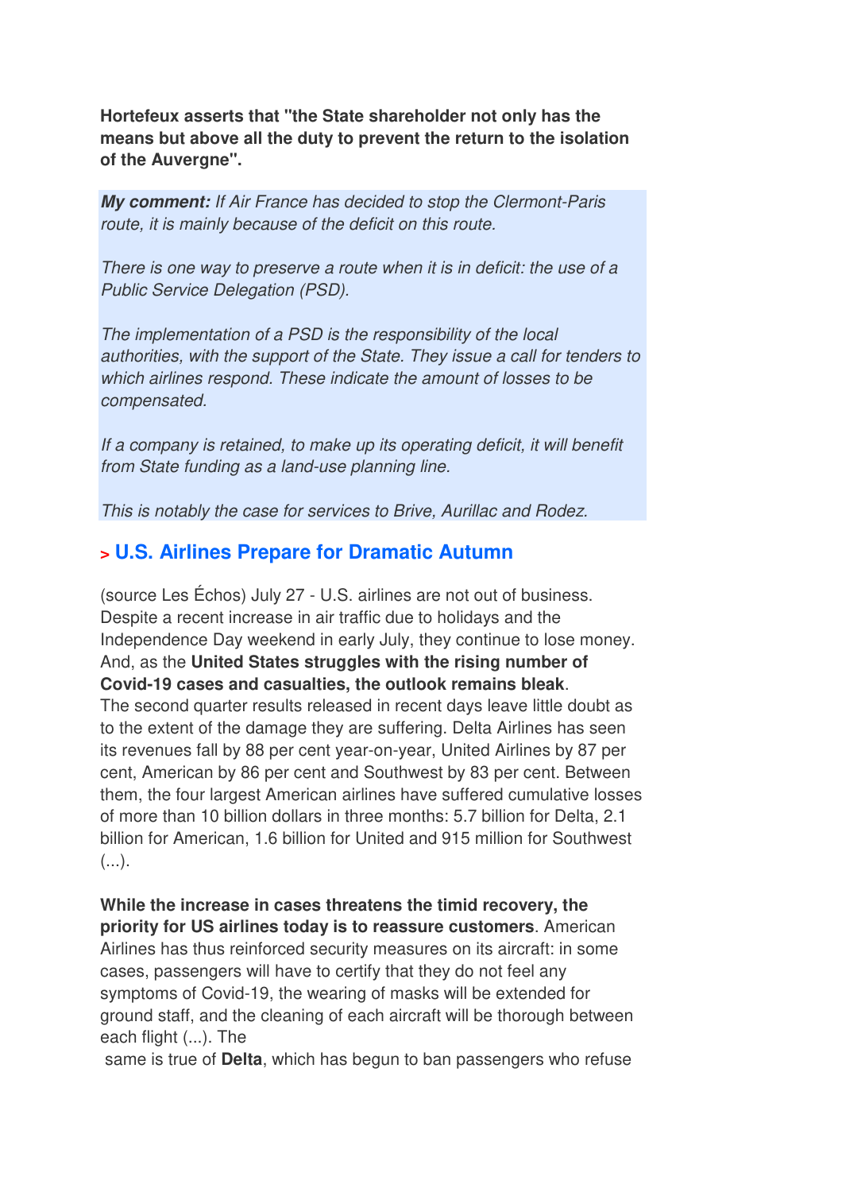**Hortefeux asserts that "the State shareholder not only has the means but above all the duty to prevent the return to the isolation of the Auvergne".**

***My comment:*** *If Air France has decided to stop the Clermont-Paris route, it is mainly because of the deficit on this route.*

*There is one way to preserve a route when it is in deficit: the use of a Public Service Delegation (PSD).*

*The implementation of a PSD is the responsibility of the local authorities, with the support of the State. They issue a call for tenders to which airlines respond. These indicate the amount of losses to be compensated.*

*If a company is retained, to make up its operating deficit, it will benefit from State funding as a land-use planning line.*

*This is notably the case for services to Brive, Aurillac and Rodez.*

## > U.S. Airlines Prepare for Dramatic Autumn

(source Les Échos) July 27 - U.S. airlines are not out of business. Despite a recent increase in air traffic due to holidays and the Independence Day weekend in early July, they continue to lose money. And, as the **United States struggles with the rising number of Covid-19 cases and casualties, the outlook remains bleak**.
The second quarter results released in recent days leave little doubt as to the extent of the damage they are suffering. Delta Airlines has seen its revenues fall by 88 per cent year-on-year, United Airlines by 87 per cent, American by 86 per cent and Southwest by 83 per cent. Between them, the four largest American airlines have suffered cumulative losses of more than 10 billion dollars in three months: 5.7 billion for Delta, 2.1 billion for American, 1.6 billion for United and 915 million for Southwest (...).

**While the increase in cases threatens the timid recovery, the priority for US airlines today is to reassure customers**. American Airlines has thus reinforced security measures on its aircraft: in some cases, passengers will have to certify that they do not feel any symptoms of Covid-19, the wearing of masks will be extended for ground staff, and the cleaning of each aircraft will be thorough between each flight (...). The same is true of **Delta**, which has begun to ban passengers who refuse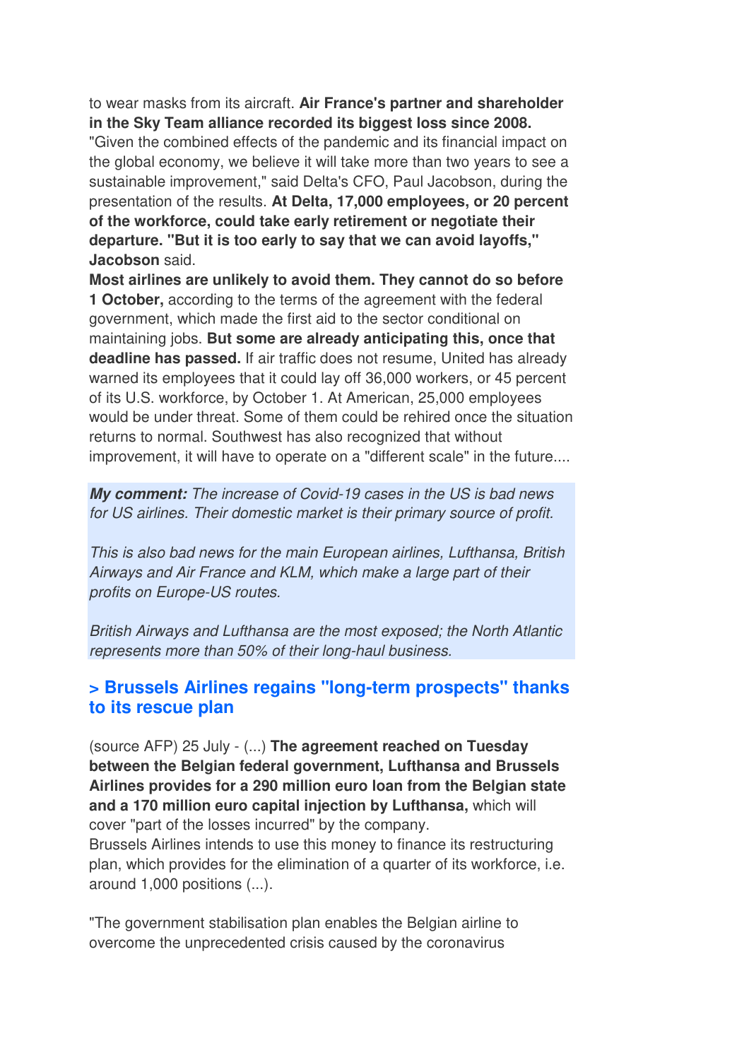to wear masks from its aircraft. **Air France's partner and shareholder in the Sky Team alliance recorded its biggest loss since 2008.** "Given the combined effects of the pandemic and its financial impact on the global economy, we believe it will take more than two years to see a sustainable improvement," said Delta's CFO, Paul Jacobson, during the presentation of the results. **At Delta, 17,000 employees, or 20 percent of the workforce, could take early retirement or negotiate their departure. "But it is too early to say that we can avoid layoffs," Jacobson** said.

**Most airlines are unlikely to avoid them. They cannot do so before 1 October,** according to the terms of the agreement with the federal government, which made the first aid to the sector conditional on maintaining jobs. **But some are already anticipating this, once that deadline has passed.** If air traffic does not resume, United has already warned its employees that it could lay off 36,000 workers, or 45 percent of its U.S. workforce, by October 1. At American, 25,000 employees would be under threat. Some of them could be rehired once the situation returns to normal. Southwest has also recognized that without improvement, it will have to operate on a "different scale" in the future....

***My comment:*** *The increase of Covid-19 cases in the US is bad news for US airlines. Their domestic market is their primary source of profit.*

*This is also bad news for the main European airlines, Lufthansa, British Airways and Air France and KLM, which make a large part of their profits on Europe-US routes.*

*British Airways and Lufthansa are the most exposed; the North Atlantic represents more than 50% of their long-haul business.*

## > Brussels Airlines regains "long-term prospects" thanks to its rescue plan

(source AFP) 25 July - (...) **The agreement reached on Tuesday between the Belgian federal government, Lufthansa and Brussels Airlines provides for a 290 million euro loan from the Belgian state and a 170 million euro capital injection by Lufthansa,** which will cover "part of the losses incurred" by the company.

Brussels Airlines intends to use this money to finance its restructuring plan, which provides for the elimination of a quarter of its workforce, i.e. around 1,000 positions (...).

"The government stabilisation plan enables the Belgian airline to overcome the unprecedented crisis caused by the coronavirus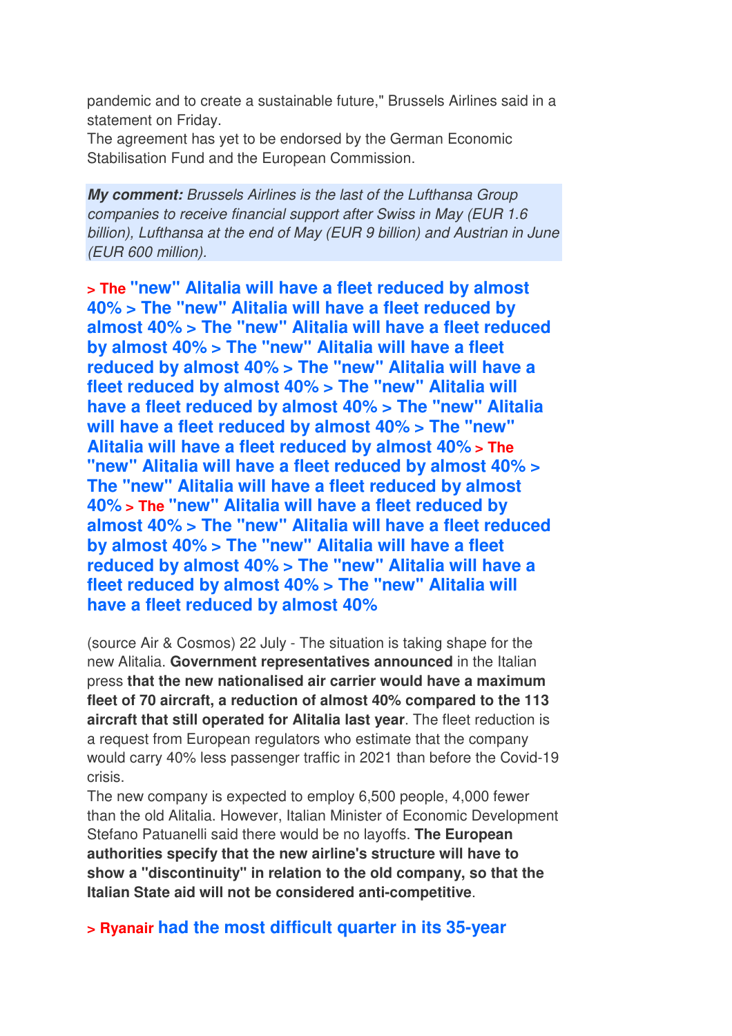pandemic and to create a sustainable future," Brussels Airlines said in a statement on Friday.
The agreement has yet to be endorsed by the German Economic Stabilisation Fund and the European Commission.

***My comment:*** *Brussels Airlines is the last of the Lufthansa Group companies to receive financial support after Swiss in May (EUR 1.6 billion), Lufthansa at the end of May (EUR 9 billion) and Austrian in June (EUR 600 million).*

**> The "new" Alitalia will have a fleet reduced by almost 40% > The "new" Alitalia will have a fleet reduced by almost 40% > The "new" Alitalia will have a fleet reduced by almost 40% > The "new" Alitalia will have a fleet reduced by almost 40% > The "new" Alitalia will have a fleet reduced by almost 40% > The "new" Alitalia will have a fleet reduced by almost 40% > The "new" Alitalia will have a fleet reduced by almost 40% > The "new" Alitalia will have a fleet reduced by almost 40% > The "new" Alitalia will have a fleet reduced by almost 40% > The "new" Alitalia will have a fleet reduced by almost 40% > The "new" Alitalia will have a fleet reduced by almost 40% > The "new" Alitalia will have a fleet reduced by almost 40% > The "new" Alitalia will have a fleet reduced by almost 40% > The "new" Alitalia will have a fleet reduced by almost 40% > The "new" Alitalia will have a fleet reduced by almost 40%**

(source Air & Cosmos) 22 July - The situation is taking shape for the new Alitalia. **Government representatives announced** in the Italian press **that the new nationalised air carrier would have a maximum fleet of 70 aircraft, a reduction of almost 40% compared to the 113 aircraft that still operated for Alitalia last year**. The fleet reduction is a request from European regulators who estimate that the company would carry 40% less passenger traffic in 2021 than before the Covid-19 crisis.
The new company is expected to employ 6,500 people, 4,000 fewer than the old Alitalia. However, Italian Minister of Economic Development Stefano Patuanelli said there would be no layoffs. **The European authorities specify that the new airline's structure will have to show a "discontinuity" in relation to the old company, so that the Italian State aid will not be considered anti-competitive**.

**> Ryanair had the most difficult quarter in its 35-year**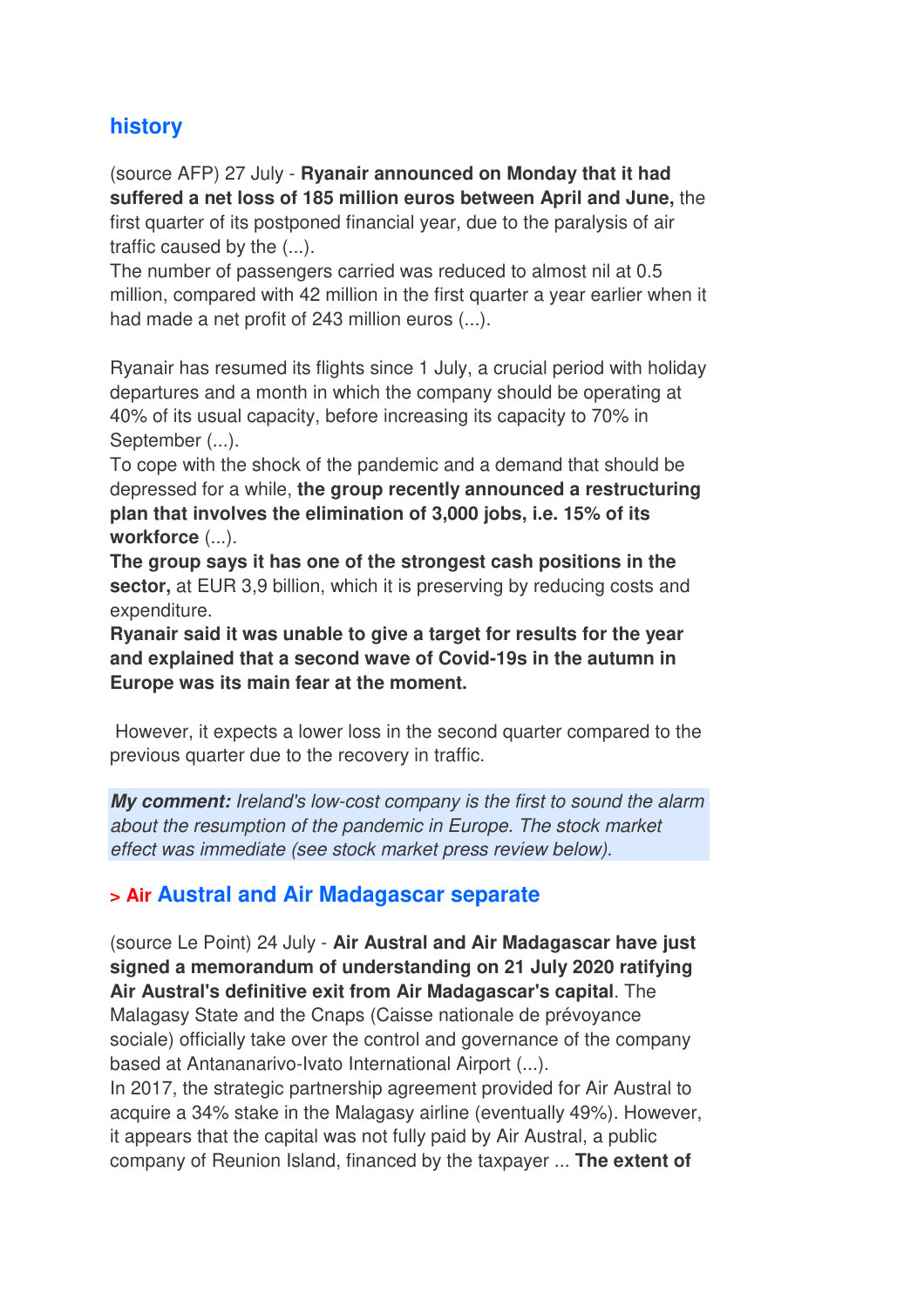## history

(source AFP) 27 July - **Ryanair announced on Monday that it had suffered a net loss of 185 million euros between April and June,** the first quarter of its postponed financial year, due to the paralysis of air traffic caused by the (...).
The number of passengers carried was reduced to almost nil at 0.5 million, compared with 42 million in the first quarter a year earlier when it had made a net profit of 243 million euros (...).

Ryanair has resumed its flights since 1 July, a crucial period with holiday departures and a month in which the company should be operating at 40% of its usual capacity, before increasing its capacity to 70% in September (...).
To cope with the shock of the pandemic and a demand that should be depressed for a while, **the group recently announced a restructuring plan that involves the elimination of 3,000 jobs, i.e. 15% of its workforce** (...).
**The group says it has one of the strongest cash positions in the sector,** at EUR 3,9 billion, which it is preserving by reducing costs and expenditure.
**Ryanair said it was unable to give a target for results for the year and explained that a second wave of Covid-19s in the autumn in Europe was its main fear at the moment.**

However, it expects a lower loss in the second quarter compared to the previous quarter due to the recovery in traffic.

***My comment:*** *Ireland's low-cost company is the first to sound the alarm about the resumption of the pandemic in Europe. The stock market effect was immediate (see stock market press review below).*

## > Air Austral and Air Madagascar separate

(source Le Point) 24 July - **Air Austral and Air Madagascar have just signed a memorandum of understanding on 21 July 2020 ratifying Air Austral's definitive exit from Air Madagascar's capital**. The Malagasy State and the Cnaps (Caisse nationale de prévoyance sociale) officially take over the control and governance of the company based at Antananarivo-Ivato International Airport (...).
In 2017, the strategic partnership agreement provided for Air Austral to acquire a 34% stake in the Malagasy airline (eventually 49%). However, it appears that the capital was not fully paid by Air Austral, a public company of Reunion Island, financed by the taxpayer ... **The extent of**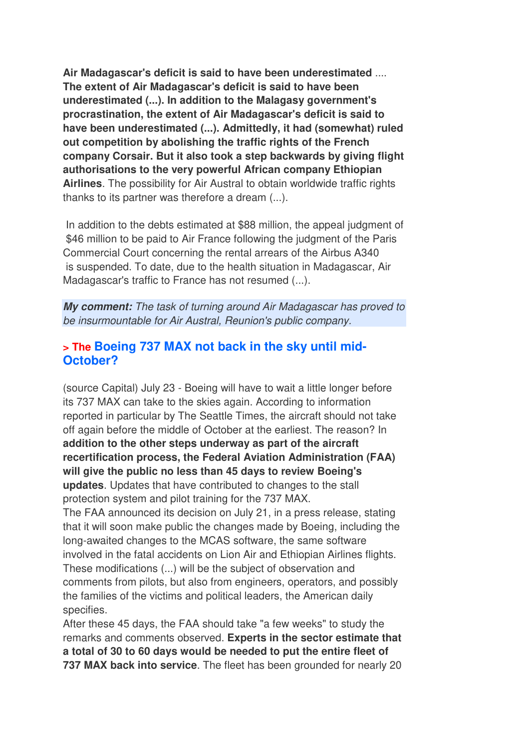**Air Madagascar's deficit is said to have been underestimated** .... **The extent of Air Madagascar's deficit is said to have been underestimated (...). In addition to the Malagasy government's procrastination, the extent of Air Madagascar's deficit is said to have been underestimated (...). Admittedly, it had (somewhat) ruled out competition by abolishing the traffic rights of the French company Corsair. But it also took a step backwards by giving flight authorisations to the very powerful African company Ethiopian Airlines**. The possibility for Air Austral to obtain worldwide traffic rights thanks to its partner was therefore a dream (...).

In addition to the debts estimated at $88 million, the appeal judgment of $46 million to be paid to Air France following the judgment of the Paris Commercial Court concerning the rental arrears of the Airbus A340 is suspended. To date, due to the health situation in Madagascar, Air Madagascar's traffic to France has not resumed (...).

***My comment:*** *The task of turning around Air Madagascar has proved to be insurmountable for Air Austral, Reunion's public company.*

## > The Boeing 737 MAX not back in the sky until mid-October?

(source Capital) July 23 - Boeing will have to wait a little longer before its 737 MAX can take to the skies again. According to information reported in particular by The Seattle Times, the aircraft should not take off again before the middle of October at the earliest. The reason? In **addition to the other steps underway as part of the aircraft recertification process, the Federal Aviation Administration (FAA) will give the public no less than 45 days to review Boeing's updates**. Updates that have contributed to changes to the stall protection system and pilot training for the 737 MAX.
The FAA announced its decision on July 21, in a press release, stating that it will soon make public the changes made by Boeing, including the long-awaited changes to the MCAS software, the same software involved in the fatal accidents on Lion Air and Ethiopian Airlines flights. These modifications (...) will be the subject of observation and comments from pilots, but also from engineers, operators, and possibly the families of the victims and political leaders, the American daily specifies.
After these 45 days, the FAA should take "a few weeks" to study the remarks and comments observed. **Experts in the sector estimate that a total of 30 to 60 days would be needed to put the entire fleet of 737 MAX back into service**. The fleet has been grounded for nearly 20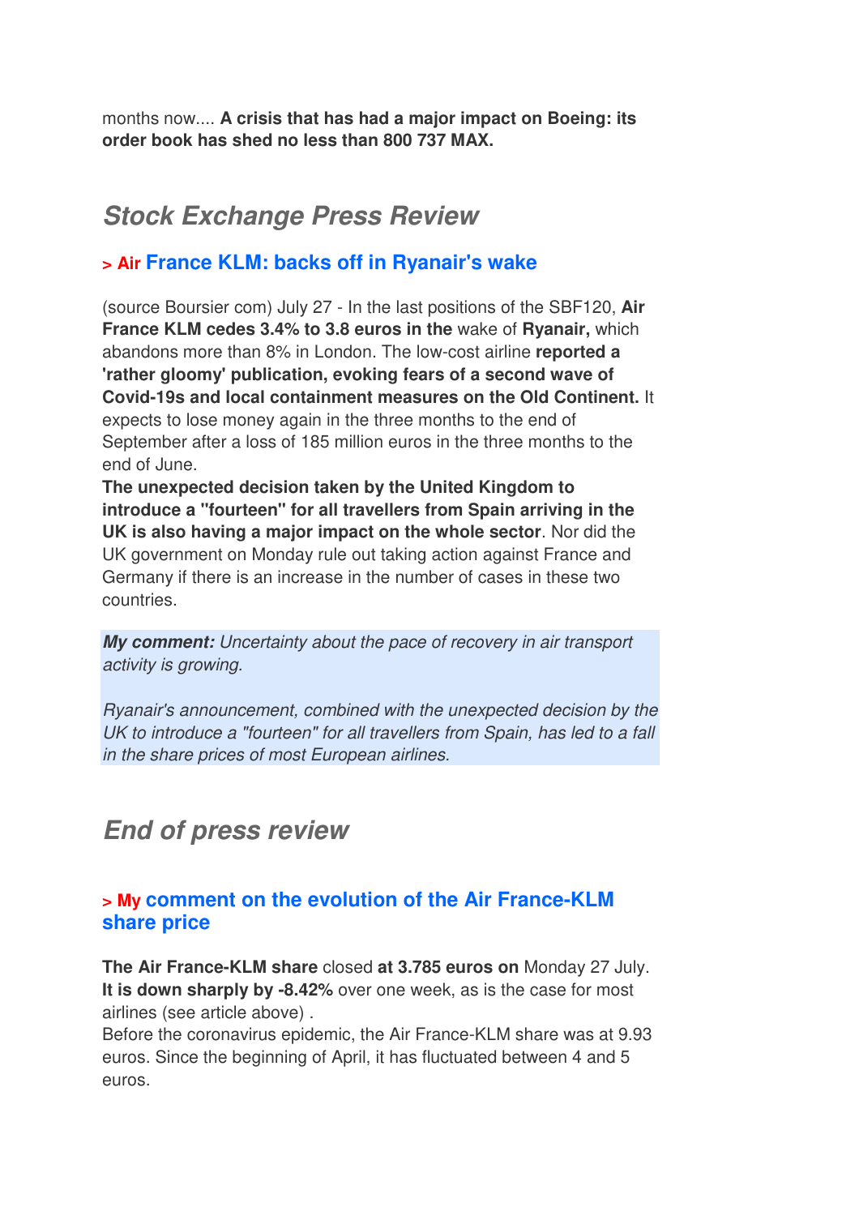months now.... **A crisis that has had a major impact on Boeing: its order book has shed no less than 800 737 MAX.**

## *Stock Exchange Press Review*

### > Air France KLM: backs off in Ryanair's wake

(source Boursier com) July 27 - In the last positions of the SBF120, **Air France KLM cedes 3.4% to 3.8 euros in the** wake of **Ryanair,** which abandons more than 8% in London. The low-cost airline **reported a 'rather gloomy' publication, evoking fears of a second wave of Covid-19s and local containment measures on the Old Continent.** It expects to lose money again in the three months to the end of September after a loss of 185 million euros in the three months to the end of June.

**The unexpected decision taken by the United Kingdom to introduce a "fourteen" for all travellers from Spain arriving in the UK is also having a major impact on the whole sector**. Nor did the UK government on Monday rule out taking action against France and Germany if there is an increase in the number of cases in these two countries.

***My comment:*** *Uncertainty about the pace of recovery in air transport activity is growing.*

*Ryanair's announcement, combined with the unexpected decision by the UK to introduce a "fourteen" for all travellers from Spain, has led to a fall in the share prices of most European airlines.*

## *End of press review*

### > My comment on the evolution of the Air France-KLM share price

**The Air France-KLM share** closed **at 3.785 euros on** Monday 27 July. **It is down sharply by -8.42%** over one week, as is the case for most airlines (see article above) .

Before the coronavirus epidemic, the Air France-KLM share was at 9.93 euros. Since the beginning of April, it has fluctuated between 4 and 5 euros.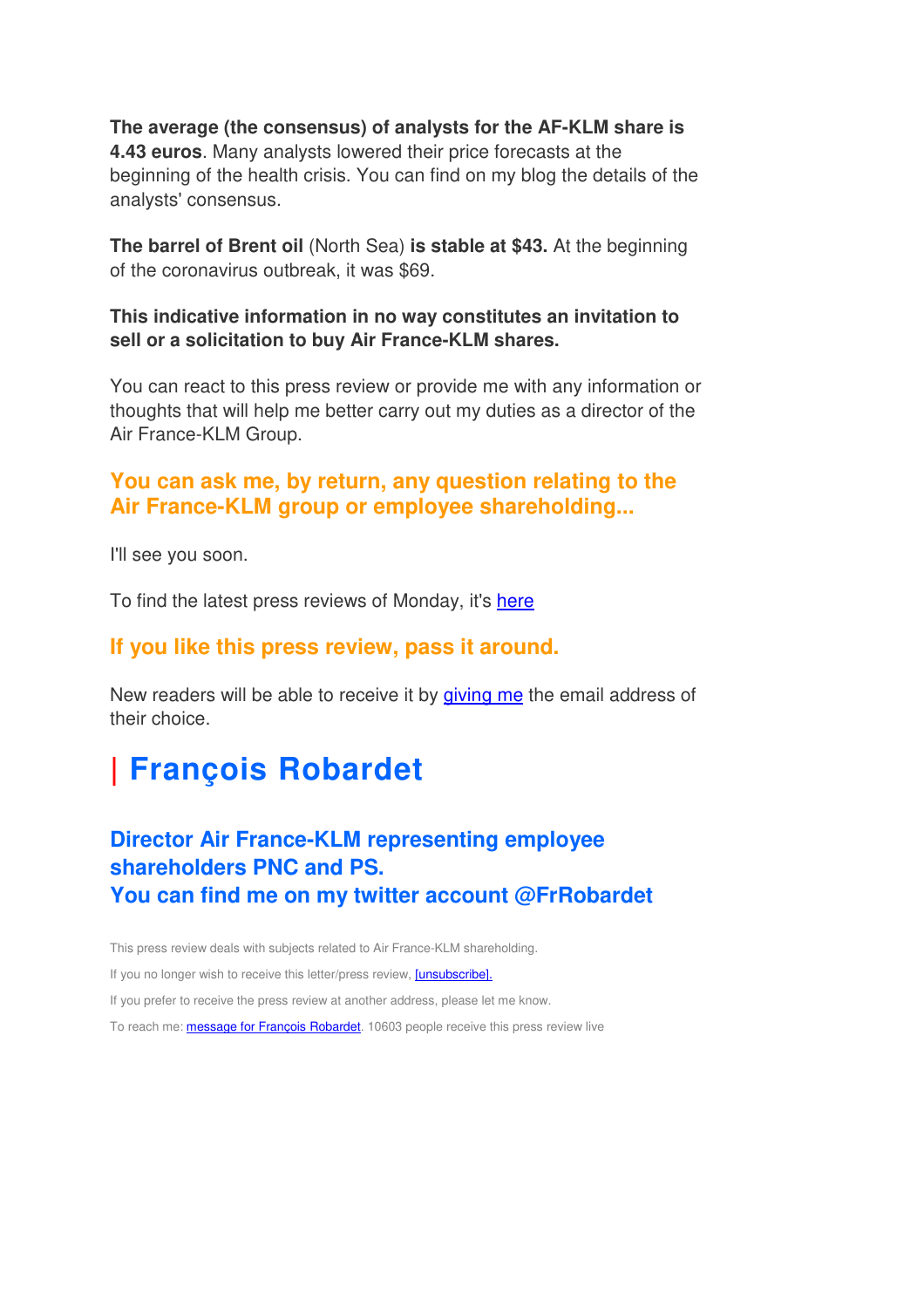**The average (the consensus) of analysts for the AF-KLM share is 4.43 euros**. Many analysts lowered their price forecasts at the beginning of the health crisis. You can find on my blog the details of the analysts' consensus.

**The barrel of Brent oil** (North Sea) **is stable at $43.** At the beginning of the coronavirus outbreak, it was $69.

**This indicative information in no way constitutes an invitation to sell or a solicitation to buy Air France-KLM shares.**

You can react to this press review or provide me with any information or thoughts that will help me better carry out my duties as a director of the Air France-KLM Group.

### You can ask me, by return, any question relating to the Air France-KLM group or employee shareholding...

I'll see you soon.

To find the latest press reviews of Monday, it's here

### If you like this press review, pass it around.

New readers will be able to receive it by giving me the email address of their choice.

# | François Robardet

### Director Air France-KLM representing employee shareholders PNC and PS.
### You can find me on my twitter account @FrRobardet

This press review deals with subjects related to Air France-KLM shareholding.

If you no longer wish to receive this letter/press review, [unsubscribe].

If you prefer to receive the press review at another address, please let me know.

To reach me: message for François Robardet. 10603 people receive this press review live